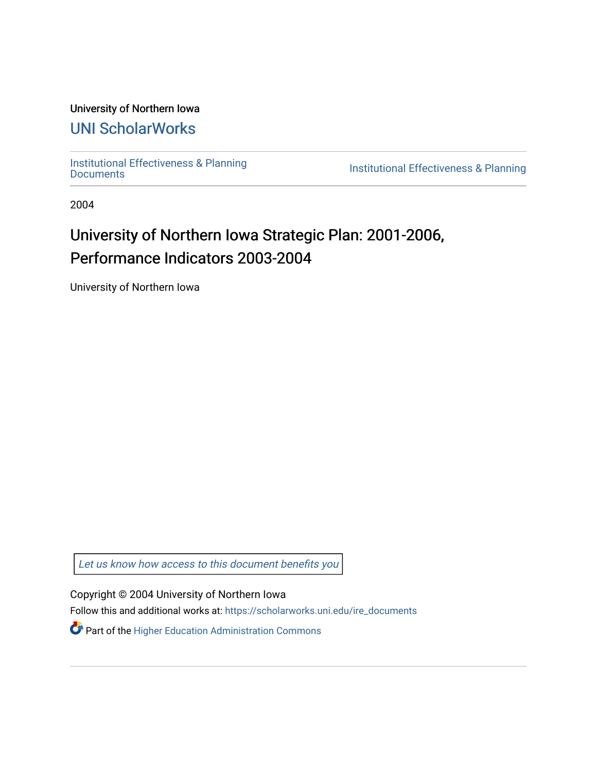University of Northern Iowa

UNI ScholarWorks

Institutional Effectiveness & Planning Documents

Institutional Effectiveness & Planning

2004

# University of Northern Iowa Strategic Plan: 2001-2006, Performance Indicators 2003-2004

University of Northern Iowa

Let us know how access to this document benefits you

Copyright © 2004 University of Northern Iowa

Follow this and additional works at: https://scholarworks.uni.edu/ire_documents

Part of the Higher Education Administration Commons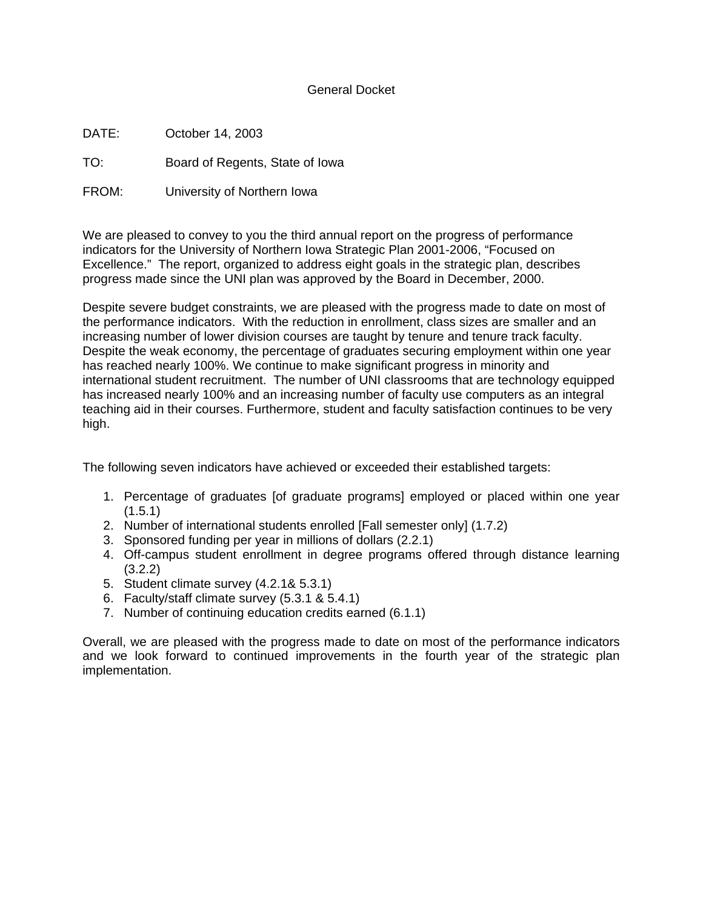General Docket

DATE: October 14, 2003

TO: Board of Regents, State of Iowa

FROM: University of Northern Iowa

We are pleased to convey to you the third annual report on the progress of performance indicators for the University of Northern Iowa Strategic Plan 2001-2006, "Focused on Excellence." The report, organized to address eight goals in the strategic plan, describes progress made since the UNI plan was approved by the Board in December, 2000.

Despite severe budget constraints, we are pleased with the progress made to date on most of the performance indicators. With the reduction in enrollment, class sizes are smaller and an increasing number of lower division courses are taught by tenure and tenure track faculty. Despite the weak economy, the percentage of graduates securing employment within one year has reached nearly 100%. We continue to make significant progress in minority and international student recruitment. The number of UNI classrooms that are technology equipped has increased nearly 100% and an increasing number of faculty use computers as an integral teaching aid in their courses. Furthermore, student and faculty satisfaction continues to be very high.

The following seven indicators have achieved or exceeded their established targets:

1. Percentage of graduates [of graduate programs] employed or placed within one year (1.5.1)
2. Number of international students enrolled [Fall semester only] (1.7.2)
3. Sponsored funding per year in millions of dollars (2.2.1)
4. Off-campus student enrollment in degree programs offered through distance learning (3.2.2)
5. Student climate survey (4.2.1& 5.3.1)
6. Faculty/staff climate survey (5.3.1 & 5.4.1)
7. Number of continuing education credits earned (6.1.1)

Overall, we are pleased with the progress made to date on most of the performance indicators and we look forward to continued improvements in the fourth year of the strategic plan implementation.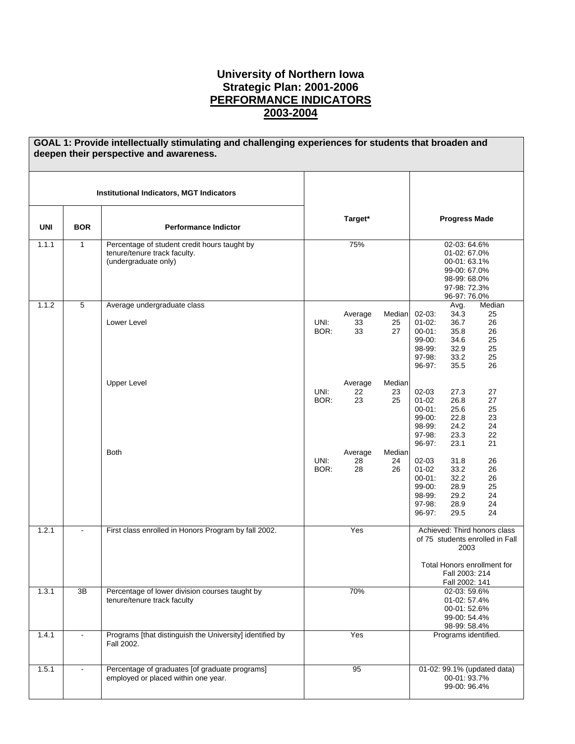# University of Northern Iowa
## Strategic Plan: 2001-2006
## PERFORMANCE INDICATORS
## 2003-2004

**GOAL 1: Provide intellectually stimulating and challenging experiences for students that broaden and deepen their perspective and awareness.**

| Institutional Indicators, MGT Indicators | | | | |
|---|---|---|---|---|
| **UNI** | **BOR** | **Performance Indictor** | **Target*** | **Progress Made** |
| 1.1.1 | 1 | Percentage of student credit hours taught by tenure/tenure track faculty. (undergraduate only) | 75% | 02-03: 64.6%<br>01-02: 67.0%<br>00-01: 63.1%<br>99-00: 67.0%<br>98-99: 68.0%<br>97-98: 72.3%<br>96-97: 76.0% |
| 1.1.2 | 5 | Average undergraduate class<br><br>Lower Level | Average / Median<br>UNI: 33 / 25<br>BOR: 33 / 27 | Avg. / Median<br>02-03: 34.3 / 25<br>01-02: 36.7 / 26<br>00-01: 35.8 / 26<br>99-00: 34.6 / 25<br>98-99: 32.9 / 25<br>97-98: 33.2 / 25<br>96-97: 35.5 / 26 |
| | | Upper Level | Average / Median<br>UNI: 22 / 23<br>BOR: 23 / 25 | 02-03 27.3 / 27<br>01-02 26.8 / 27<br>00-01: 25.6 / 25<br>99-00: 22.8 / 23<br>98-99: 24.2 / 24<br>97-98: 23.3 / 22<br>96-97: 23.1 / 21 |
| | | Both | Average / Median<br>UNI: 28 / 24<br>BOR: 28 / 26 | 02-03 31.8 / 26<br>01-02 33.2 / 26<br>00-01: 32.2 / 26<br>99-00: 28.9 / 25<br>98-99: 29.2 / 24<br>97-98: 28.9 / 24<br>96-97: 29.5 / 24 |
| 1.2.1 | - | First class enrolled in Honors Program by fall 2002. | Yes | Achieved: Third honors class of 75 students enrolled in Fall 2003<br><br>Total Honors enrollment for Fall 2003: 214<br>Fall 2002: 141 |
| 1.3.1 | 3B | Percentage of lower division courses taught by tenure/tenure track faculty | 70% | 02-03: 59.6%<br>01-02: 57.4%<br>00-01: 52.6%<br>99-00: 54.4%<br>98-99: 58.4% |
| 1.4.1 | - | Programs [that distinguish the University] identified by Fall 2002. | Yes | Programs identified. |
| 1.5.1 | - | Percentage of graduates [of graduate programs] employed or placed within one year. | 95 | 01-02: 99.1% (updated data)<br>00-01: 93.7%<br>99-00: 96.4% |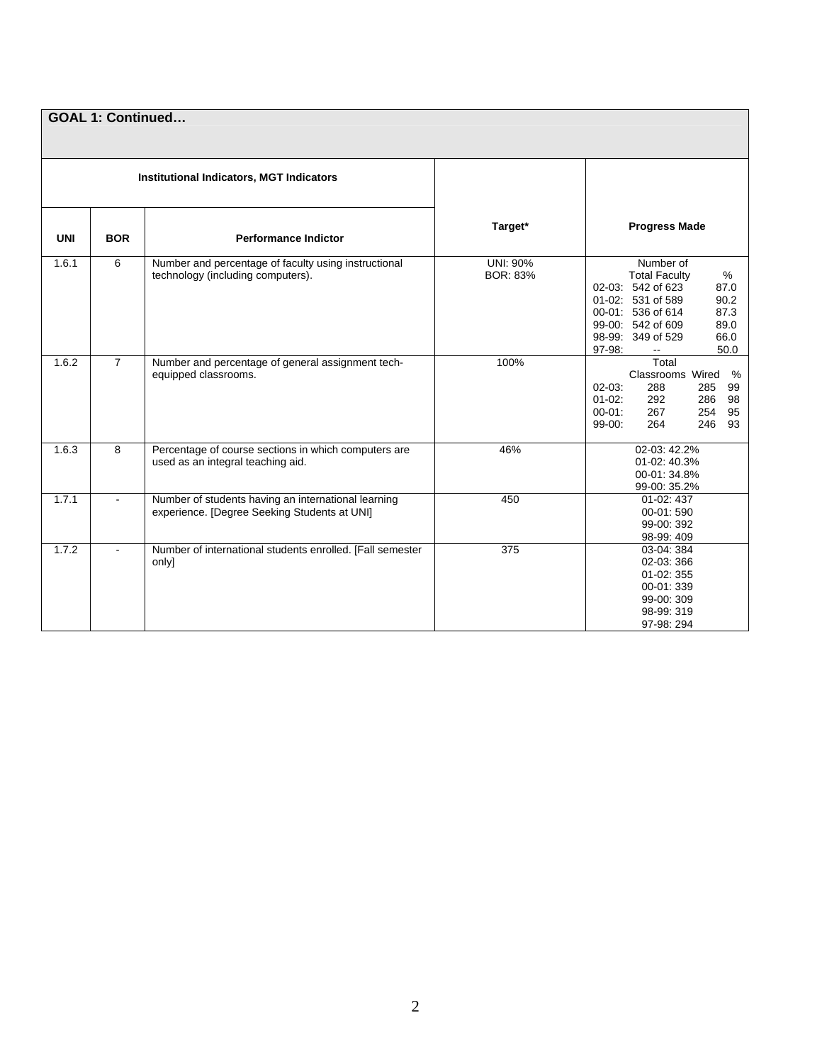## GOAL 1: Continued…

| Institutional Indicators, MGT Indicators | | | | |
|---|---|---|---|---|
| **UNI** | **BOR** | **Performance Indictor** | **Target*** | **Progress Made** |
| 1.6.1 | 6 | Number and percentage of faculty using instructional technology (including computers). | UNI: 90%<br>BOR: 83% | Number of Total Faculty — %<br>02-03: 542 of 623 — 87.0<br>01-02: 531 of 589 — 90.2<br>00-01: 536 of 614 — 87.3<br>99-00: 542 of 609 — 89.0<br>98-99: 349 of 529 — 66.0<br>97-98: -- — 50.0 |
| 1.6.2 | 7 | Number and percentage of general assignment tech-equipped classrooms. | 100% | Total Classrooms / Wired / %<br>02-03: 288 / 285 / 99<br>01-02: 292 / 286 / 98<br>00-01: 267 / 254 / 95<br>99-00: 264 / 246 / 93 |
| 1.6.3 | 8 | Percentage of course sections in which computers are used as an integral teaching aid. | 46% | 02-03: 42.2%<br>01-02: 40.3%<br>00-01: 34.8%<br>99-00: 35.2% |
| 1.7.1 | - | Number of students having an international learning experience. [Degree Seeking Students at UNI] | 450 | 01-02: 437<br>00-01: 590<br>99-00: 392<br>98-99: 409 |
| 1.7.2 | - | Number of international students enrolled. [Fall semester only] | 375 | 03-04: 384<br>02-03: 366<br>01-02: 355<br>00-01: 339<br>99-00: 309<br>98-99: 319<br>97-98: 294 |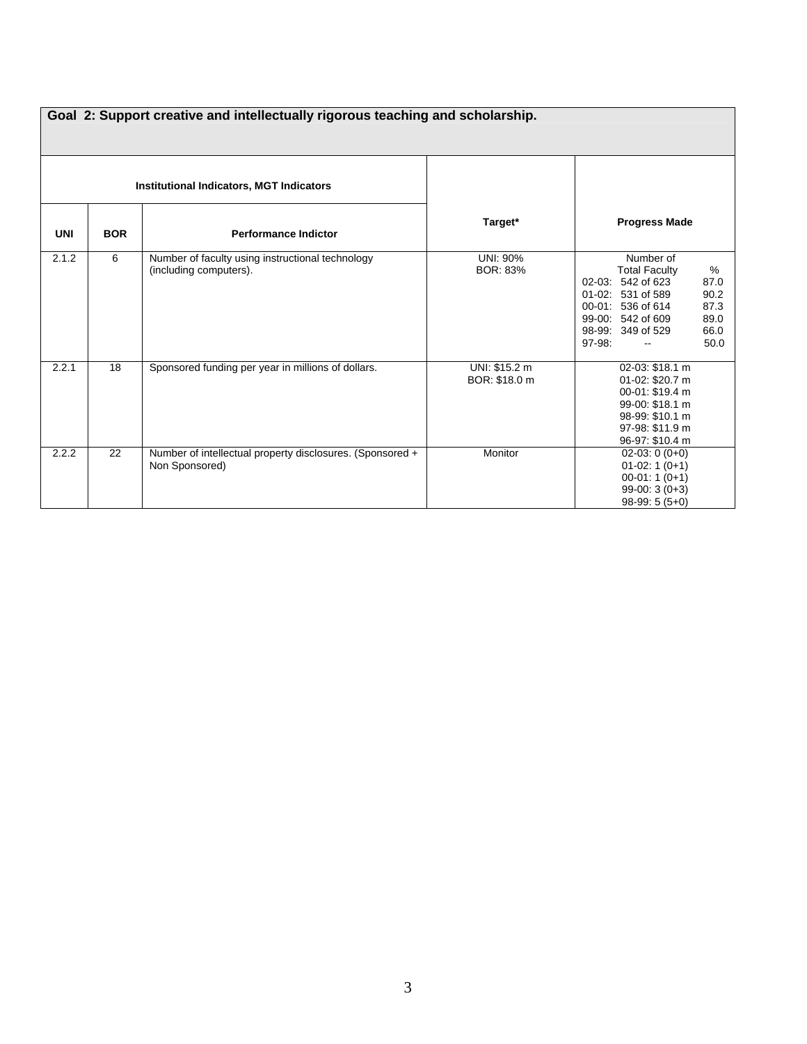| Goal 2: Support creative and intellectually rigorous teaching and scholarship. | | | | |
|---|---|---|---|---|
| **Institutional Indicators, MGT Indicators** | | | **Target*** | **Progress Made** |
| **UNI** | **BOR** | **Performance Indictor** | | |
| 2.1.2 | 6 | Number of faculty using instructional technology (including computers). | UNI: 90%<br>BOR: 83% | Number of Total Faculty %<br>02-03: 542 of 623 87.0<br>01-02: 531 of 589 90.2<br>00-01: 536 of 614 87.3<br>99-00: 542 of 609 89.0<br>98-99: 349 of 529 66.0<br>97-98: -- 50.0 |
| 2.2.1 | 18 | Sponsored funding per year in millions of dollars. | UNI: $15.2 m<br>BOR: $18.0 m | 02-03: $18.1 m<br>01-02: $20.7 m<br>00-01: $19.4 m<br>99-00: $18.1 m<br>98-99: $10.1 m<br>97-98: $11.9 m<br>96-97: $10.4 m |
| 2.2.2 | 22 | Number of intellectual property disclosures. (Sponsored + Non Sponsored) | Monitor | 02-03: 0 (0+0)<br>01-02: 1 (0+1)<br>00-01: 1 (0+1)<br>99-00: 3 (0+3)<br>98-99: 5 (5+0) |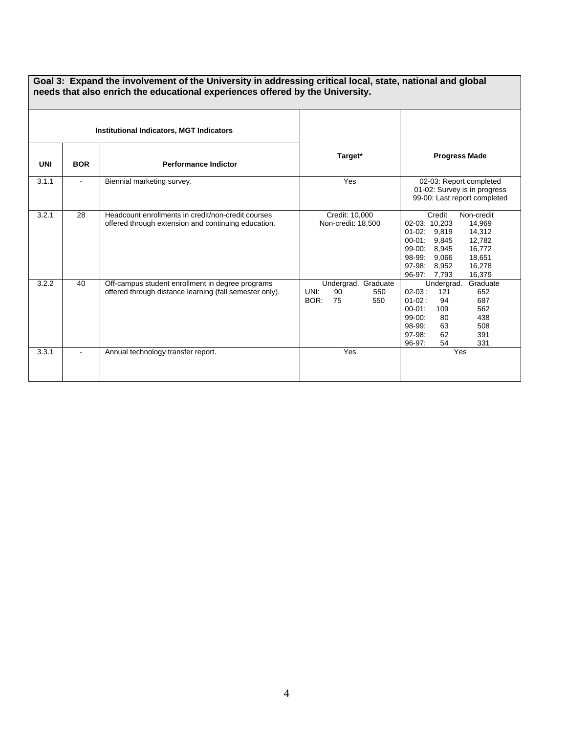**Goal 3: Expand the involvement of the University in addressing critical local, state, national and global needs that also enrich the educational experiences offered by the University.**

| Institutional Indicators, MGT Indicators | | | Target* | Progress Made |
|---|---|---|---|---|
| **UNI** | **BOR** | **Performance Indictor** | | |
| 3.1.1 | - | Biennial marketing survey. | Yes | 02-03: Report completed<br>01-02: Survey is in progress<br>99-00: Last report completed |
| 3.2.1 | 28 | Headcount enrollments in credit/non-credit courses offered through extension and continuing education. | Credit: 10,000<br>Non-credit: 18,500 | Credit Non-credit<br>02-03: 10,203 14,969<br>01-02: 9,819 14,312<br>00-01: 9,845 12,782<br>99-00: 8,945 16,772<br>98-99: 9,066 18,651<br>97-98: 8,952 16,278<br>96-97: 7,793 16,379 |
| 3.2.2 | 40 | Off-campus student enrollment in degree programs offered through distance learning (fall semester only). | Undergrad. Graduate<br>UNI: 90 550<br>BOR: 75 550 | Undergrad. Graduate<br>02-03 : 121 652<br>01-02 : 94 687<br>00-01: 109 562<br>99-00: 80 438<br>98-99: 63 508<br>97-98: 62 391<br>96-97: 54 331 |
| 3.3.1 | - | Annual technology transfer report. | Yes | Yes |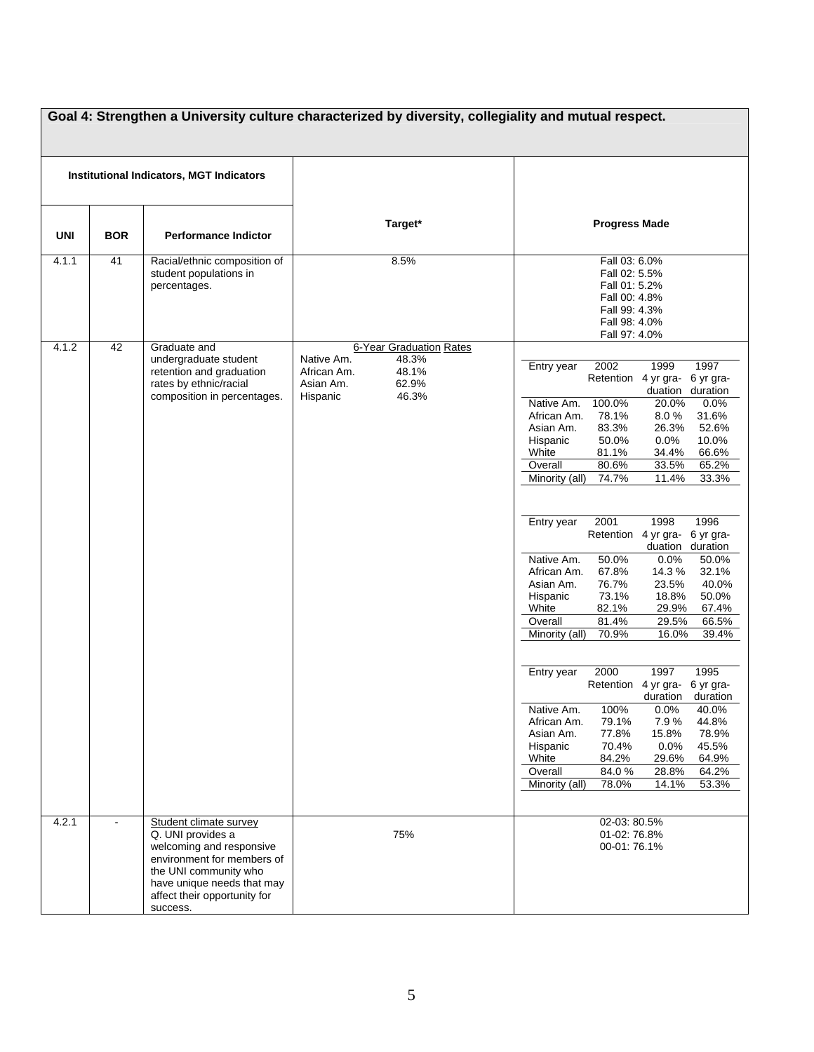**Goal 4: Strengthen a University culture characterized by diversity, collegiality and mutual respect.**

| Institutional Indicators, MGT Indicators | | | | |
|---|---|---|---|---|
| **UNI** | **BOR** | **Performance Indictor** | **Target*** | **Progress Made** |
| 4.1.1 | 41 | Racial/ethnic composition of student populations in percentages. | 8.5% | Fall 03: 6.0%<br>Fall 02: 5.5%<br>Fall 01: 5.2%<br>Fall 00: 4.8%<br>Fall 99: 4.3%<br>Fall 98: 4.0%<br>Fall 97: 4.0% |
| 4.1.2 | 42 | Graduate and undergraduate student retention and graduation rates by ethnic/racial composition in percentages. | 6-Year Graduation Rates<br>Native Am. 48.3%<br>African Am. 48.1%<br>Asian Am. 62.9%<br>Hispanic 46.3% | See tables below |
| 4.2.1 | - | Student climate survey<br>Q. UNI provides a welcoming and responsive environment for members of the UNI community who have unique needs that may affect their opportunity for success. | 75% | 02-03: 80.5%<br>01-02: 76.8%<br>00-01: 76.1% |

Progress Made for 4.1.2:

| Entry year | 2002 Retention | 1999 4 yr graduation | 1997 6 yr graduation |
|---|---|---|---|
| Native Am. | 100.0% | 20.0% | 0.0% |
| African Am. | 78.1% | 8.0 % | 31.6% |
| Asian Am. | 83.3% | 26.3% | 52.6% |
| Hispanic | 50.0% | 0.0% | 10.0% |
| White | 81.1% | 34.4% | 66.6% |
| Overall | 80.6% | 33.5% | 65.2% |
| Minority (all) | 74.7% | 11.4% | 33.3% |

| Entry year | 2001 Retention | 1998 4 yr graduation | 1996 6 yr graduation |
|---|---|---|---|
| Native Am. | 50.0% | 0.0% | 50.0% |
| African Am. | 67.8% | 14.3 % | 32.1% |
| Asian Am. | 76.7% | 23.5% | 40.0% |
| Hispanic | 73.1% | 18.8% | 50.0% |
| White | 82.1% | 29.9% | 67.4% |
| Overall | 81.4% | 29.5% | 66.5% |
| Minority (all) | 70.9% | 16.0% | 39.4% |

| Entry year | 2000 Retention | 1997 4 yr graduation | 1995 6 yr graduation |
|---|---|---|---|
| Native Am. | 100% | 0.0% | 40.0% |
| African Am. | 79.1% | 7.9 % | 44.8% |
| Asian Am. | 77.8% | 15.8% | 78.9% |
| Hispanic | 70.4% | 0.0% | 45.5% |
| White | 84.2% | 29.6% | 64.9% |
| Overall | 84.0 % | 28.8% | 64.2% |
| Minority (all) | 78.0% | 14.1% | 53.3% |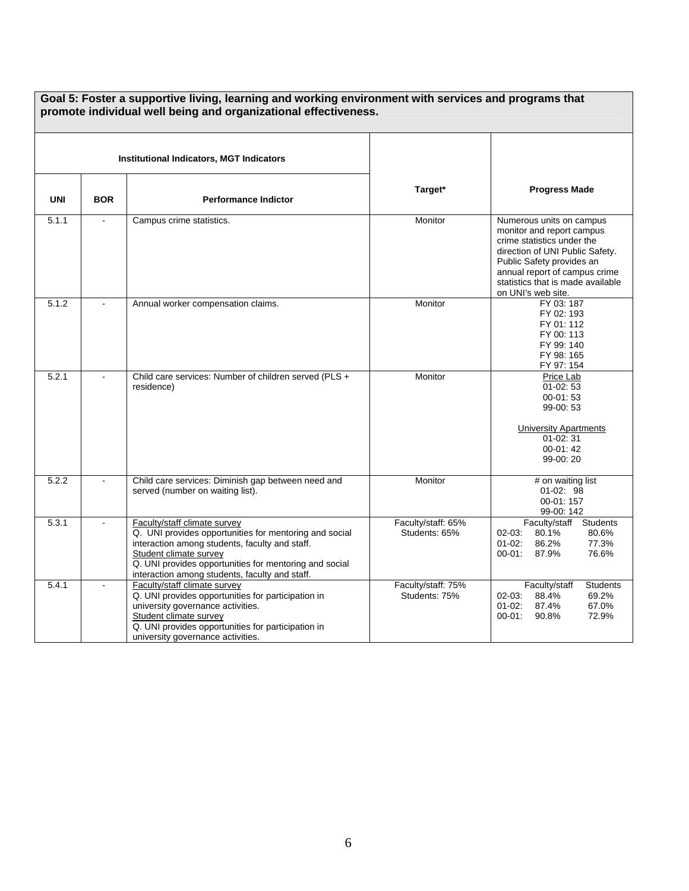**Goal 5: Foster a supportive living, learning and working environment with services and programs that promote individual well being and organizational effectiveness.**

| Institutional Indicators, MGT Indicators | | | | |
|---|---|---|---|---|
| **UNI** | **BOR** | **Performance Indictor** | **Target*** | **Progress Made** |
| 5.1.1 | - | Campus crime statistics. | Monitor | Numerous units on campus monitor and report campus crime statistics under the direction of UNI Public Safety. Public Safety provides an annual report of campus crime statistics that is made available on UNI's web site. |
| 5.1.2 | - | Annual worker compensation claims. | Monitor | FY 03: 187<br>FY 02: 193<br>FY 01: 112<br>FY 00: 113<br>FY 99: 140<br>FY 98: 165<br>FY 97: 154 |
| 5.2.1 | - | Child care services: Number of children served (PLS + residence) | Monitor | Price Lab<br>01-02: 53<br>00-01: 53<br>99-00: 53<br><br>University Apartments<br>01-02: 31<br>00-01: 42<br>99-00: 20 |
| 5.2.2 | - | Child care services: Diminish gap between need and served (number on waiting list). | Monitor | # on waiting list<br>01-02: 98<br>00-01: 157<br>99-00: 142 |
| 5.3.1 | - | Faculty/staff climate survey<br>Q. UNI provides opportunities for mentoring and social interaction among students, faculty and staff.<br>Student climate survey<br>Q. UNI provides opportunities for mentoring and social interaction among students, faculty and staff. | Faculty/staff: 65%<br>Students: 65% | Faculty/staff / Students<br>02-03: 80.1% / 80.6%<br>01-02: 86.2% / 77.3%<br>00-01: 87.9% / 76.6% |
| 5.4.1 | - | Faculty/staff climate survey<br>Q. UNI provides opportunities for participation in university governance activities.<br>Student climate survey<br>Q. UNI provides opportunities for participation in university governance activities. | Faculty/staff: 75%<br>Students: 75% | Faculty/staff / Students<br>02-03: 88.4% / 69.2%<br>01-02: 87.4% / 67.0%<br>00-01: 90.8% / 72.9% |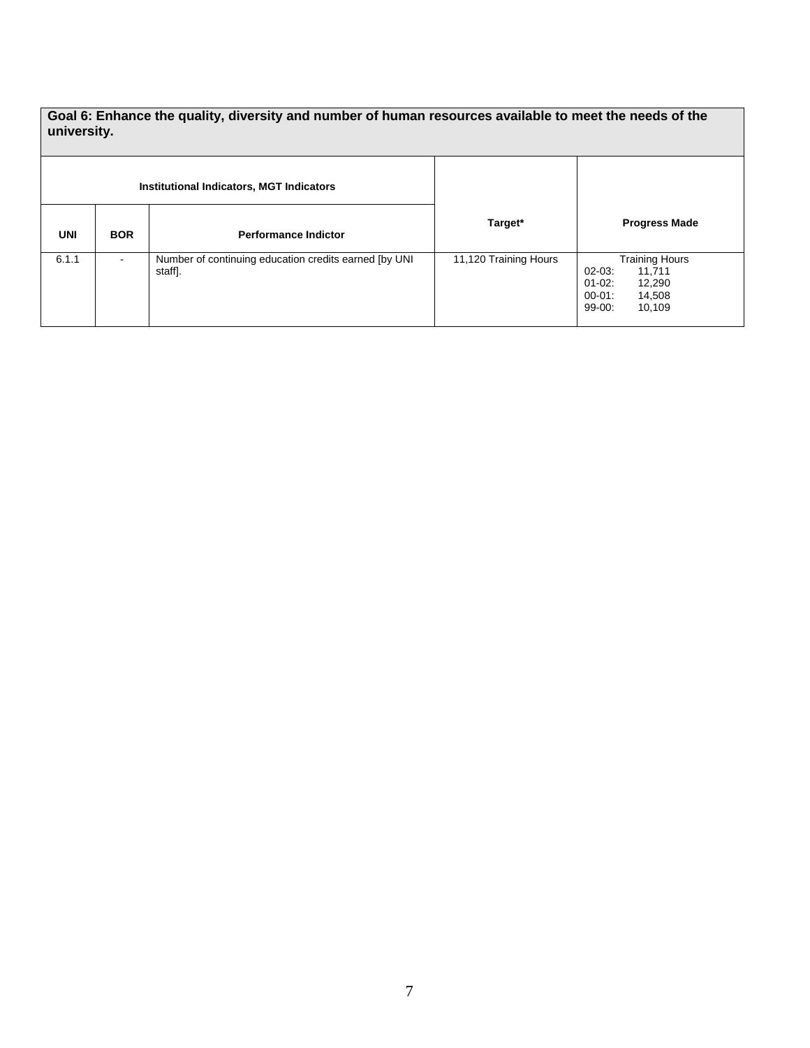| Goal 6: Enhance the quality, diversity and number of human resources available to meet the needs of the university. | | | | |
|---|---|---|---|---|
| Institutional Indicators, MGT Indicators | | | Target* | Progress Made |
| **UNI** | **BOR** | **Performance Indictor** | | |
| 6.1.1 | - | Number of continuing education credits earned [by UNI staff]. | 11,120 Training Hours | Training Hours<br>02-03: 11,711<br>01-02: 12,290<br>00-01: 14,508<br>99-00: 10,109 |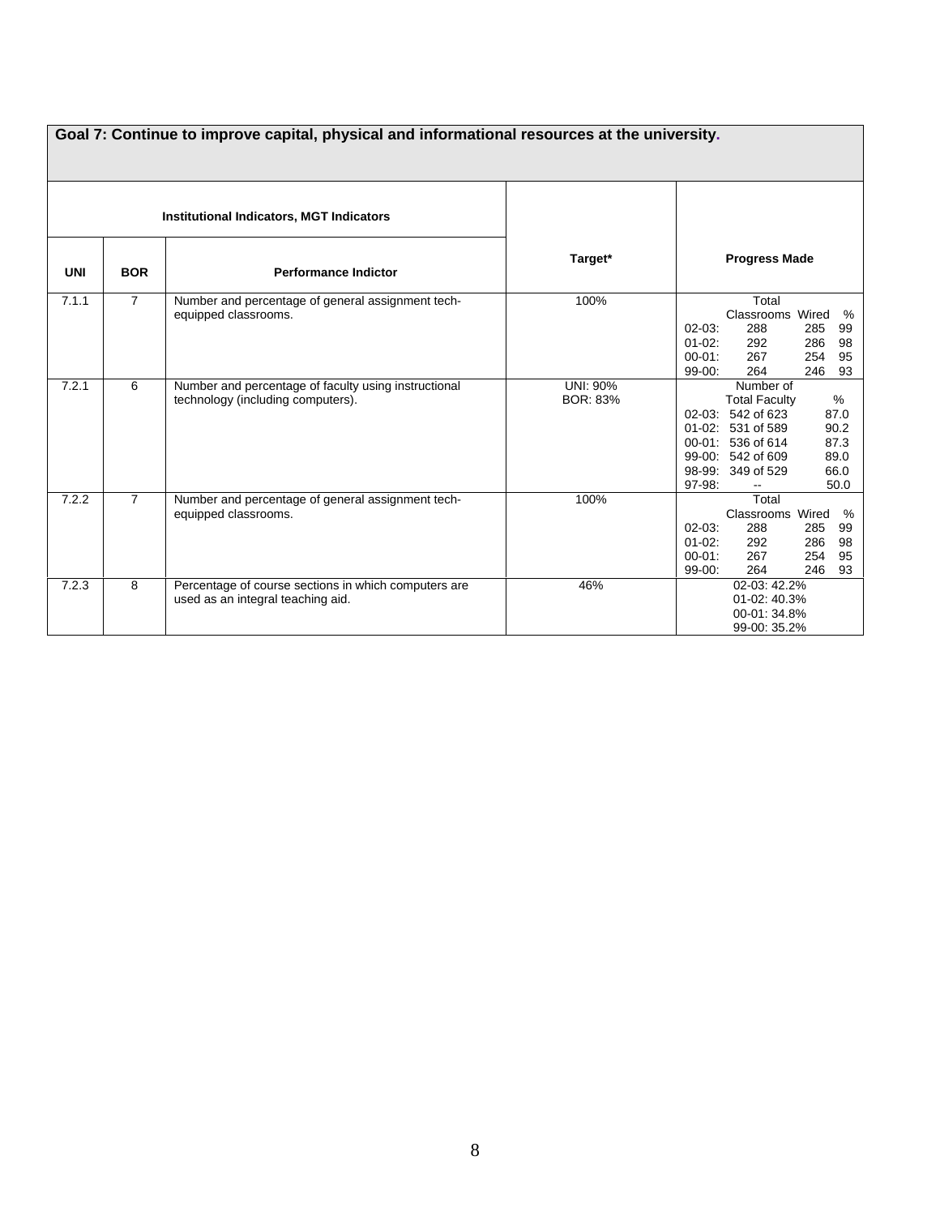## Goal 7: Continue to improve capital, physical and informational resources at the university.

| Institutional Indicators, MGT Indicators | | | Target* | Progress Made |
|---|---|---|---|---|
| **UNI** | **BOR** | **Performance Indictor** | | |
| 7.1.1 | 7 | Number and percentage of general assignment tech-equipped classrooms. | 100% | Total Classrooms / Wired / %<br>02-03: 288 / 285 / 99<br>01-02: 292 / 286 / 98<br>00-01: 267 / 254 / 95<br>99-00: 264 / 246 / 93 |
| 7.2.1 | 6 | Number and percentage of faculty using instructional technology (including computers). | UNI: 90%<br>BOR: 83% | Number of Total Faculty / %<br>02-03: 542 of 623 / 87.0<br>01-02: 531 of 589 / 90.2<br>00-01: 536 of 614 / 87.3<br>99-00: 542 of 609 / 89.0<br>98-99: 349 of 529 / 66.0<br>97-98: -- / 50.0 |
| 7.2.2 | 7 | Number and percentage of general assignment tech-equipped classrooms. | 100% | Total Classrooms / Wired / %<br>02-03: 288 / 285 / 99<br>01-02: 292 / 286 / 98<br>00-01: 267 / 254 / 95<br>99-00: 264 / 246 / 93 |
| 7.2.3 | 8 | Percentage of course sections in which computers are used as an integral teaching aid. | 46% | 02-03: 42.2%<br>01-02: 40.3%<br>00-01: 34.8%<br>99-00: 35.2% |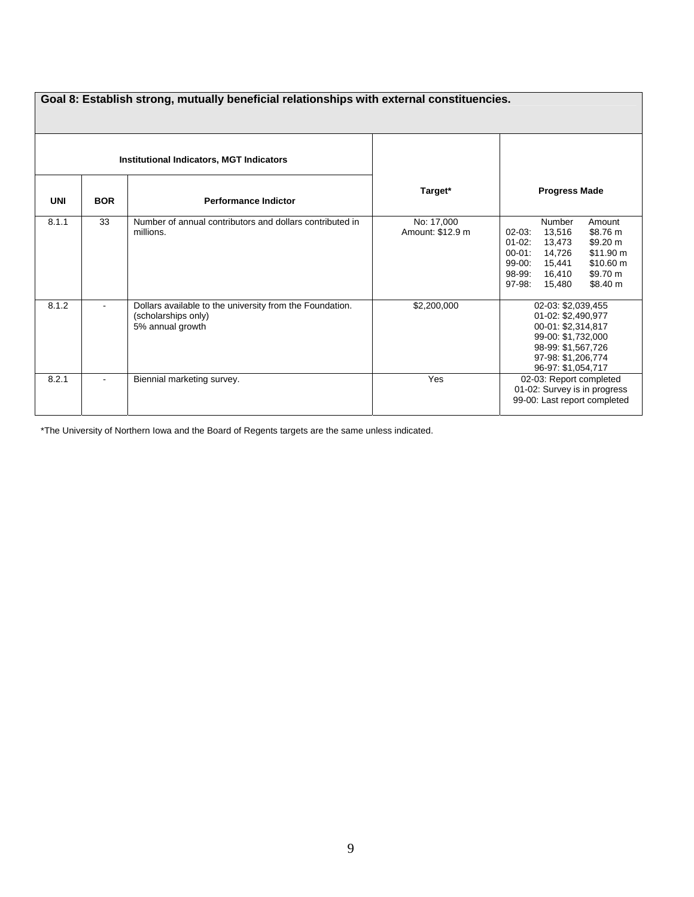| Goal 8: Establish strong, mutually beneficial relationships with external constituencies. | | | | |
|---|---|---|---|---|
| Institutional Indicators, MGT Indicators | | | | |
| UNI | BOR | Performance Indictor | Target* | Progress Made |
| 8.1.1 | 33 | Number of annual contributors and dollars contributed in millions. | No: 17,000<br>Amount: $12.9 m | Number Amount<br>02-03: 13,516 $8.76 m<br>01-02: 13,473 $9.20 m<br>00-01: 14,726 $11.90 m<br>99-00: 15,441 $10.60 m<br>98-99: 16,410 $9.70 m<br>97-98: 15,480 $8.40 m |
| 8.1.2 | - | Dollars available to the university from the Foundation. (scholarships only)<br>5% annual growth | $2,200,000 | 02-03: $2,039,455<br>01-02: $2,490,977<br>00-01: $2,314,817<br>99-00: $1,732,000<br>98-99: $1,567,726<br>97-98: $1,206,774<br>96-97: $1,054,717 |
| 8.2.1 | - | Biennial marketing survey. | Yes | 02-03: Report completed<br>01-02: Survey is in progress<br>99-00: Last report completed |

*The University of Northern Iowa and the Board of Regents targets are the same unless indicated.